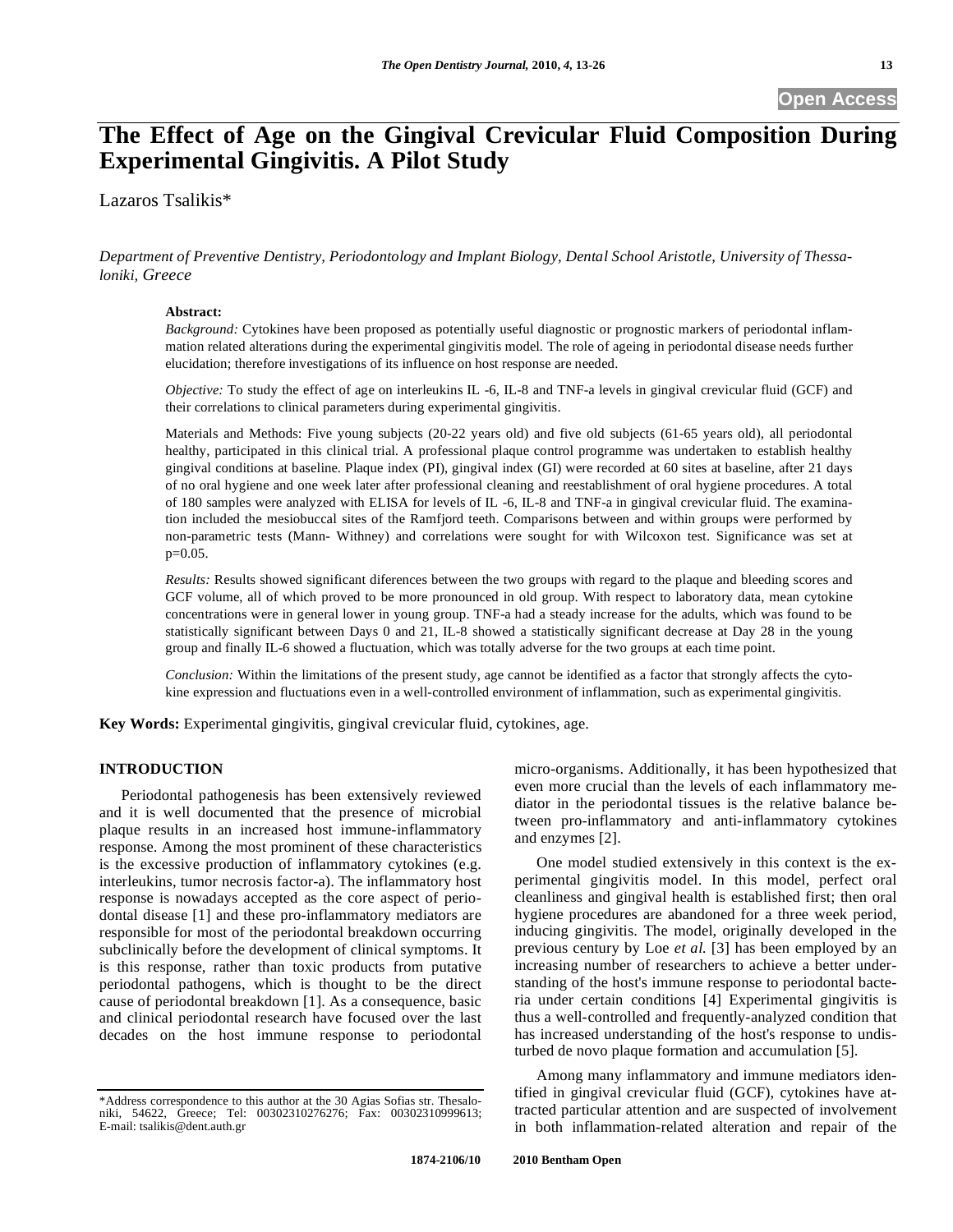# The Effect of Age on the Gingival Crevicular Fluid Composition During Experimental Gingivitis. A Pilot Study

Lazaros Tsalikis*

*Department of Preventive Dentistry, Periodontology and Implant Biology, Dental School Aristotle, University of Thessaloniki, Greece*

**Abstract:**

*Background:* Cytokines have been proposed as potentially useful diagnostic or prognostic markers of periodontal inflammation related alterations during the experimental gingivitis model. The role of ageing in periodontal disease needs further elucidation; therefore investigations of its influence on host response are needed.

*Objective:* To study the effect of age on interleukins IL -6, IL-8 and TNF-a levels in gingival crevicular fluid (GCF) and their correlations to clinical parameters during experimental gingivitis.

Materials and Methods: Five young subjects (20-22 years old) and five old subjects (61-65 years old), all periodontal healthy, participated in this clinical trial. A professional plaque control programme was undertaken to establish healthy gingival conditions at baseline. Plaque index (PI), gingival index (GI) were recorded at 60 sites at baseline, after 21 days of no oral hygiene and one week later after professional cleaning and reestablishment of oral hygiene procedures. A total of 180 samples were analyzed with ELISA for levels of IL -6, IL-8 and TNF-a in gingival crevicular fluid. The examination included the mesiobuccal sites of the Ramfjord teeth. Comparisons between and within groups were performed by non-parametric tests (Mann- Withney) and correlations were sought for with Wilcoxon test. Significance was set at p=0.05.

*Results:* Results showed significant diferences between the two groups with regard to the plaque and bleeding scores and GCF volume, all of which proved to be more pronounced in old group. With respect to laboratory data, mean cytokine concentrations were in general lower in young group. TNF-a had a steady increase for the adults, which was found to be statistically significant between Days 0 and 21, IL-8 showed a statistically significant decrease at Day 28 in the young group and finally IL-6 showed a fluctuation, which was totally adverse for the two groups at each time point.

*Conclusion:* Within the limitations of the present study, age cannot be identified as a factor that strongly affects the cytokine expression and fluctuations even in a well-controlled environment of inflammation, such as experimental gingivitis.

**Key Words:** Experimental gingivitis, gingival crevicular fluid, cytokines, age.

## INTRODUCTION

Periodontal pathogenesis has been extensively reviewed and it is well documented that the presence of microbial plaque results in an increased host immune-inflammatory response. Among the most prominent of these characteristics is the excessive production of inflammatory cytokines (e.g. interleukins, tumor necrosis factor-a). The inflammatory host response is nowadays accepted as the core aspect of periodontal disease [1] and these pro-inflammatory mediators are responsible for most of the periodontal breakdown occurring subclinically before the development of clinical symptoms. It is this response, rather than toxic products from putative periodontal pathogens, which is thought to be the direct cause of periodontal breakdown [1]. As a consequence, basic and clinical periodontal research have focused over the last decades on the host immune response to periodontal micro-organisms. Additionally, it has been hypothesized that even more crucial than the levels of each inflammatory mediator in the periodontal tissues is the relative balance between pro-inflammatory and anti-inflammatory cytokines and enzymes [2].

One model studied extensively in this context is the experimental gingivitis model. In this model, perfect oral cleanliness and gingival health is established first; then oral hygiene procedures are abandoned for a three week period, inducing gingivitis. The model, originally developed in the previous century by Loe *et al.* [3] has been employed by an increasing number of researchers to achieve a better understanding of the host's immune response to periodontal bacteria under certain conditions [4] Experimental gingivitis is thus a well-controlled and frequently-analyzed condition that has increased understanding of the host's response to undisturbed de novo plaque formation and accumulation [5].

Among many inflammatory and immune mediators identified in gingival crevicular fluid (GCF), cytokines have attracted particular attention and are suspected of involvement in both inflammation-related alteration and repair of the

*Address correspondence to this author at the 30 Agias Sofias str. Thessaloniki, 54622, Greece; Tel: 00302310276276; Fax: 00302310999613; E-mail: tsalikis@dent.auth.gr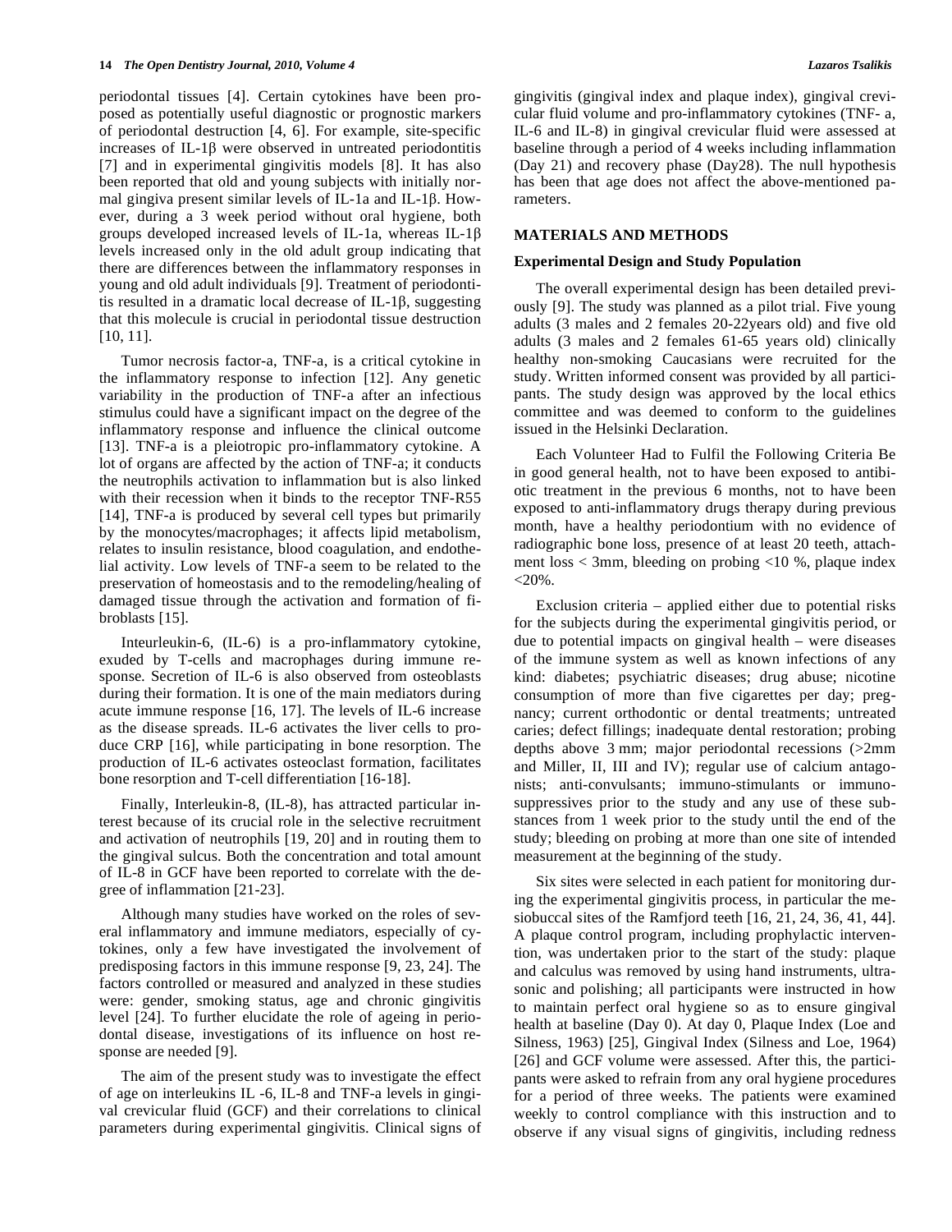periodontal tissues [4]. Certain cytokines have been proposed as potentially useful diagnostic or prognostic markers of periodontal destruction [4, 6]. For example, site-specific increases of IL-1β were observed in untreated periodontitis [7] and in experimental gingivitis models [8]. It has also been reported that old and young subjects with initially normal gingiva present similar levels of IL-1a and IL-1β. However, during a 3 week period without oral hygiene, both groups developed increased levels of IL-1a, whereas IL-1β levels increased only in the old adult group indicating that there are differences between the inflammatory responses in young and old adult individuals [9]. Treatment of periodontitis resulted in a dramatic local decrease of IL-1β, suggesting that this molecule is crucial in periodontal tissue destruction [10, 11].

Tumor necrosis factor-a, TNF-a, is a critical cytokine in the inflammatory response to infection [12]. Any genetic variability in the production of TNF-a after an infectious stimulus could have a significant impact on the degree of the inflammatory response and influence the clinical outcome [13]. TNF-a is a pleiotropic pro-inflammatory cytokine. A lot of organs are affected by the action of TNF-a; it conducts the neutrophils activation to inflammation but is also linked with their recession when it binds to the receptor TNF-R55 [14], TNF-a is produced by several cell types but primarily by the monocytes/macrophages; it affects lipid metabolism, relates to insulin resistance, blood coagulation, and endothelial activity. Low levels of TNF-a seem to be related to the preservation of homeostasis and to the remodeling/healing of damaged tissue through the activation and formation of fibroblasts [15].

Inteurleukin-6, (IL-6) is a pro-inflammatory cytokine, exuded by T-cells and macrophages during immune response. Secretion of IL-6 is also observed from osteoblasts during their formation. It is one of the main mediators during acute immune response [16, 17]. The levels of IL-6 increase as the disease spreads. IL-6 activates the liver cells to produce CRP [16], while participating in bone resorption. The production of IL-6 activates osteoclast formation, facilitates bone resorption and T-cell differentiation [16-18].

Finally, Interleukin-8, (IL-8), has attracted particular interest because of its crucial role in the selective recruitment and activation of neutrophils [19, 20] and in routing them to the gingival sulcus. Both the concentration and total amount of IL-8 in GCF have been reported to correlate with the degree of inflammation [21-23].

Although many studies have worked on the roles of several inflammatory and immune mediators, especially of cytokines, only a few have investigated the involvement of predisposing factors in this immune response [9, 23, 24]. The factors controlled or measured and analyzed in these studies were: gender, smoking status, age and chronic gingivitis level [24]. To further elucidate the role of ageing in periodontal disease, investigations of its influence on host response are needed [9].

The aim of the present study was to investigate the effect of age on interleukins IL -6, IL-8 and TNF-a levels in gingival crevicular fluid (GCF) and their correlations to clinical parameters during experimental gingivitis. Clinical signs of gingivitis (gingival index and plaque index), gingival crevicular fluid volume and pro-inflammatory cytokines (TNF- a, IL-6 and IL-8) in gingival crevicular fluid were assessed at baseline through a period of 4 weeks including inflammation (Day 21) and recovery phase (Day28). The null hypothesis has been that age does not affect the above-mentioned parameters.

## MATERIALS AND METHODS

### Experimental Design and Study Population

The overall experimental design has been detailed previously [9]. The study was planned as a pilot trial. Five young adults (3 males and 2 females 20-22years old) and five old adults (3 males and 2 females 61-65 years old) clinically healthy non-smoking Caucasians were recruited for the study. Written informed consent was provided by all participants. The study design was approved by the local ethics committee and was deemed to conform to the guidelines issued in the Helsinki Declaration.

Each Volunteer Had to Fulfil the Following Criteria Be in good general health, not to have been exposed to antibiotic treatment in the previous 6 months, not to have been exposed to anti-inflammatory drugs therapy during previous month, have a healthy periodontium with no evidence of radiographic bone loss, presence of at least 20 teeth, attachment loss < 3mm, bleeding on probing <10 %, plaque index <20%.

Exclusion criteria – applied either due to potential risks for the subjects during the experimental gingivitis period, or due to potential impacts on gingival health – were diseases of the immune system as well as known infections of any kind: diabetes; psychiatric diseases; drug abuse; nicotine consumption of more than five cigarettes per day; pregnancy; current orthodontic or dental treatments; untreated caries; defect fillings; inadequate dental restoration; probing depths above 3 mm; major periodontal recessions (>2mm and Miller, II, III and IV); regular use of calcium antagonists; anti-convulsants; immuno-stimulants or immunosuppressives prior to the study and any use of these substances from 1 week prior to the study until the end of the study; bleeding on probing at more than one site of intended measurement at the beginning of the study.

Six sites were selected in each patient for monitoring during the experimental gingivitis process, in particular the mesiobuccal sites of the Ramfjord teeth [16, 21, 24, 36, 41, 44]. A plaque control program, including prophylactic intervention, was undertaken prior to the start of the study: plaque and calculus was removed by using hand instruments, ultrasonic and polishing; all participants were instructed in how to maintain perfect oral hygiene so as to ensure gingival health at baseline (Day 0). At day 0, Plaque Index (Loe and Silness, 1963) [25], Gingival Index (Silness and Loe, 1964) [26] and GCF volume were assessed. After this, the participants were asked to refrain from any oral hygiene procedures for a period of three weeks. The patients were examined weekly to control compliance with this instruction and to observe if any visual signs of gingivitis, including redness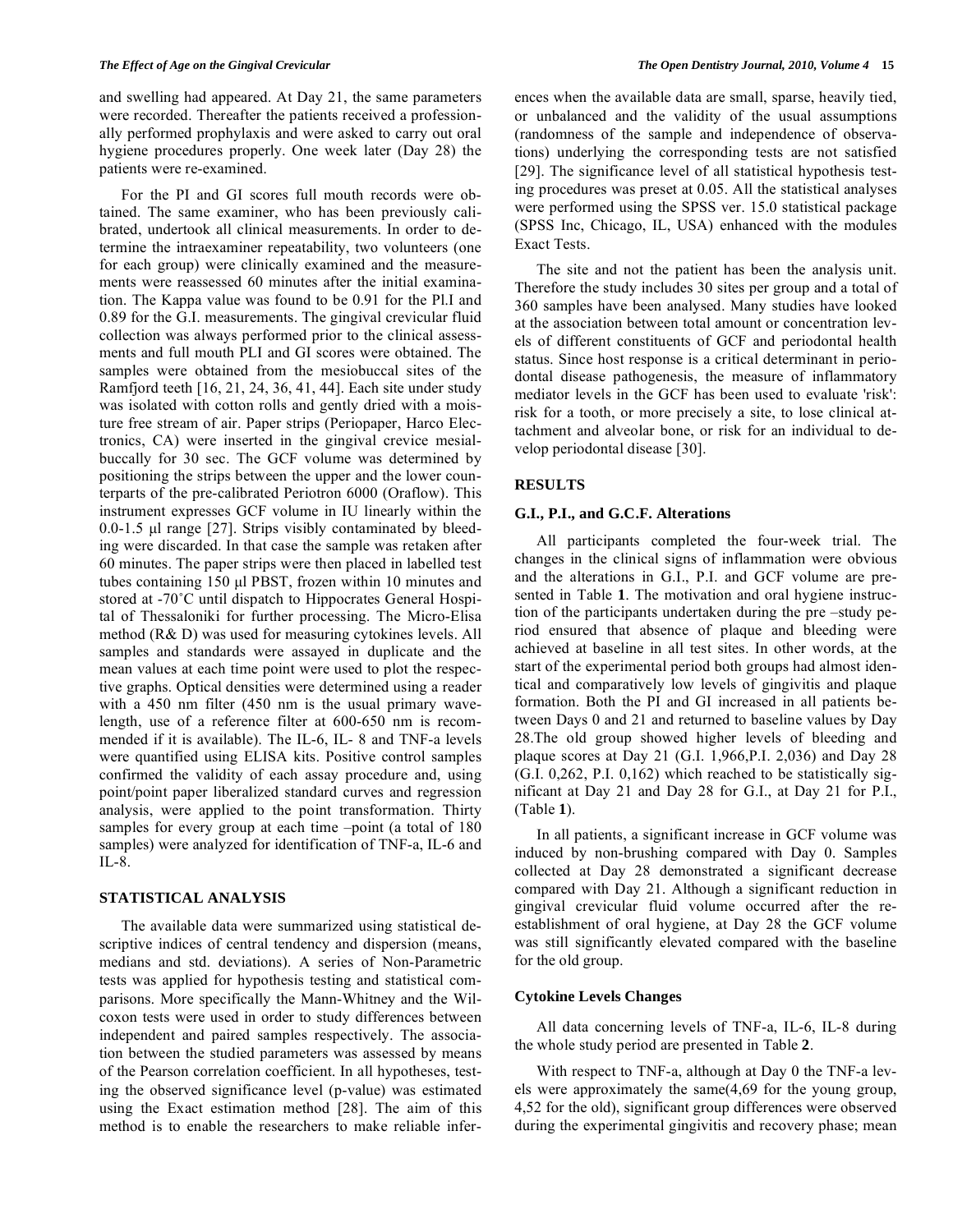and swelling had appeared. At Day 21, the same parameters were recorded. Thereafter the patients received a professionally performed prophylaxis and were asked to carry out oral hygiene procedures properly. One week later (Day 28) the patients were re-examined.

For the PI and GI scores full mouth records were obtained. The same examiner, who has been previously calibrated, undertook all clinical measurements. In order to determine the intraexaminer repeatability, two volunteers (one for each group) were clinically examined and the measurements were reassessed 60 minutes after the initial examination. The Kappa value was found to be 0.91 for the Pl.I and 0.89 for the G.I. measurements. The gingival crevicular fluid collection was always performed prior to the clinical assessments and full mouth PLI and GI scores were obtained. The samples were obtained from the mesiobuccal sites of the Ramfjord teeth [16, 21, 24, 36, 41, 44]. Each site under study was isolated with cotton rolls and gently dried with a moisture free stream of air. Paper strips (Periopaper, Harco Electronics, CA) were inserted in the gingival crevice mesialbuccally for 30 sec. The GCF volume was determined by positioning the strips between the upper and the lower counterparts of the pre-calibrated Periotron 6000 (Oraflow). This instrument expresses GCF volume in IU linearly within the 0.0-1.5 μl range [27]. Strips visibly contaminated by bleeding were discarded. In that case the sample was retaken after 60 minutes. The paper strips were then placed in labelled test tubes containing 150 μl PBST, frozen within 10 minutes and stored at -70˚C until dispatch to Hippocrates General Hospital of Thessaloniki for further processing. The Micro-Elisa method (R& D) was used for measuring cytokines levels. All samples and standards were assayed in duplicate and the mean values at each time point were used to plot the respective graphs. Optical densities were determined using a reader with a 450 nm filter (450 nm is the usual primary wavelength, use of a reference filter at 600-650 nm is recommended if it is available). The IL-6, IL- 8 and TNF-a levels were quantified using ELISA kits. Positive control samples confirmed the validity of each assay procedure and, using point/point paper liberalized standard curves and regression analysis, were applied to the point transformation. Thirty samples for every group at each time –point (a total of 180 samples) were analyzed for identification of TNF-a, IL-6 and IL-8.

## STATISTICAL ANALYSIS

The available data were summarized using statistical descriptive indices of central tendency and dispersion (means, medians and std. deviations). A series of Non-Parametric tests was applied for hypothesis testing and statistical comparisons. More specifically the Mann-Whitney and the Wilcoxon tests were used in order to study differences between independent and paired samples respectively. The association between the studied parameters was assessed by means of the Pearson correlation coefficient. In all hypotheses, testing the observed significance level (p-value) was estimated using the Exact estimation method [28]. The aim of this method is to enable the researchers to make reliable inferences when the available data are small, sparse, heavily tied, or unbalanced and the validity of the usual assumptions (randomness of the sample and independence of observations) underlying the corresponding tests are not satisfied [29]. The significance level of all statistical hypothesis testing procedures was preset at 0.05. All the statistical analyses were performed using the SPSS ver. 15.0 statistical package (SPSS Inc, Chicago, IL, USA) enhanced with the modules Exact Tests.

The site and not the patient has been the analysis unit. Therefore the study includes 30 sites per group and a total of 360 samples have been analysed. Many studies have looked at the association between total amount or concentration levels of different constituents of GCF and periodontal health status. Since host response is a critical determinant in periodontal disease pathogenesis, the measure of inflammatory mediator levels in the GCF has been used to evaluate 'risk': risk for a tooth, or more precisely a site, to lose clinical attachment and alveolar bone, or risk for an individual to develop periodontal disease [30].

## RESULTS

### G.I., P.I., and G.C.F. Alterations

All participants completed the four-week trial. The changes in the clinical signs of inflammation were obvious and the alterations in G.I., P.I. and GCF volume are presented in Table **1**. The motivation and oral hygiene instruction of the participants undertaken during the pre –study period ensured that absence of plaque and bleeding were achieved at baseline in all test sites. In other words, at the start of the experimental period both groups had almost identical and comparatively low levels of gingivitis and plaque formation. Both the PI and GI increased in all patients between Days 0 and 21 and returned to baseline values by Day 28.The old group showed higher levels of bleeding and plaque scores at Day 21 (G.I. 1,966,P.I. 2,036) and Day 28 (G.I. 0,262, P.I. 0,162) which reached to be statistically significant at Day 21 and Day 28 for G.I., at Day 21 for P.I., (Table **1**).

In all patients, a significant increase in GCF volume was induced by non-brushing compared with Day 0. Samples collected at Day 28 demonstrated a significant decrease compared with Day 21. Although a significant reduction in gingival crevicular fluid volume occurred after the re-establishment of oral hygiene, at Day 28 the GCF volume was still significantly elevated compared with the baseline for the old group.

### Cytokine Levels Changes

All data concerning levels of TNF-a, IL-6, IL-8 during the whole study period are presented in Table **2**.

With respect to TNF-a, although at Day 0 the TNF-a levels were approximately the same(4,69 for the young group, 4,52 for the old), significant group differences were observed during the experimental gingivitis and recovery phase; mean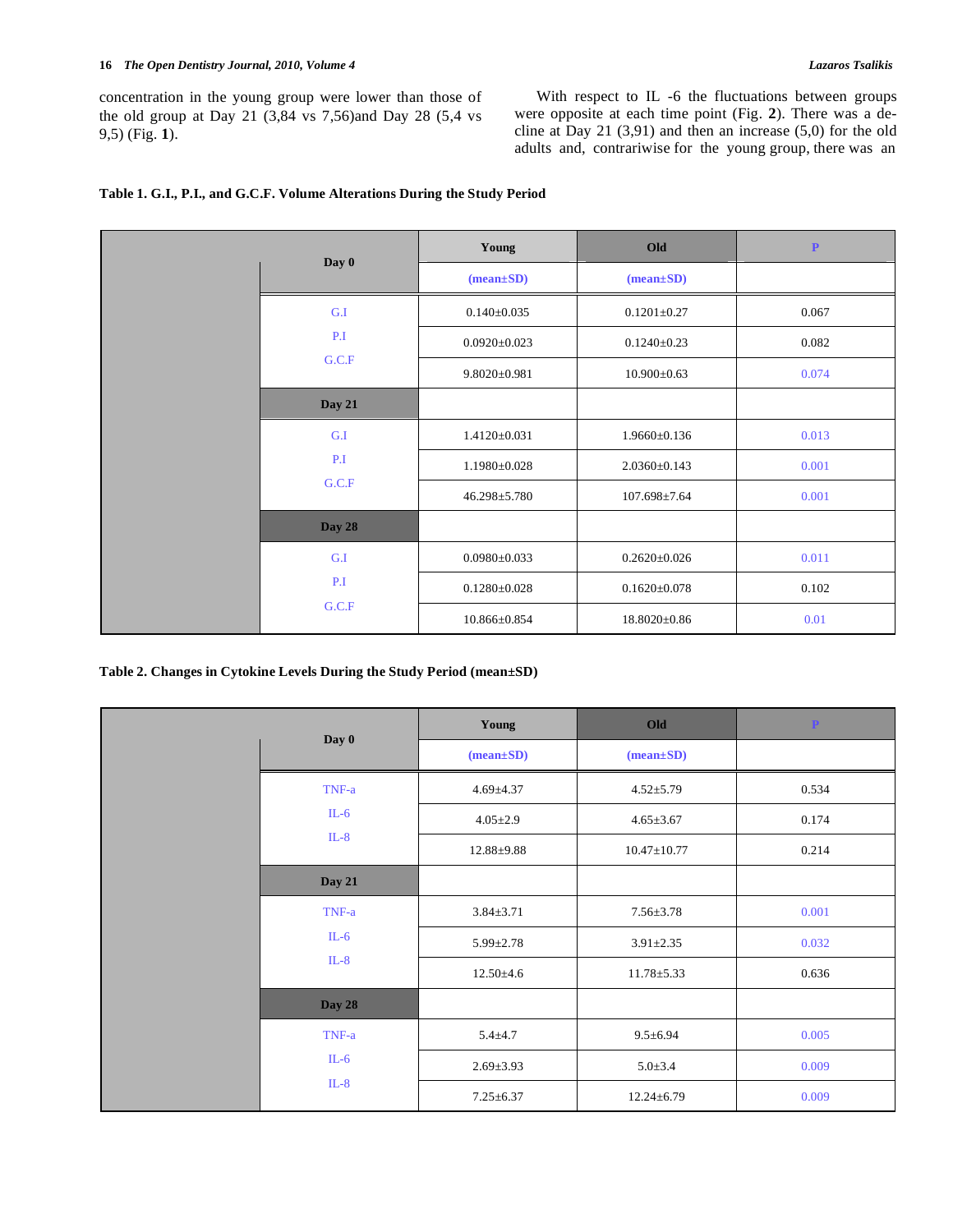concentration in the young group were lower than those of the old group at Day 21 (3,84 vs 7,56)and Day 28 (5,4 vs 9,5) (Fig. **1**).

With respect to IL -6 the fluctuations between groups were opposite at each time point (Fig. **2**). There was a decline at Day 21 (3,91) and then an increase (5,0) for the old adults and, contrariwise for the young group, there was an

**Table 1. G.I., P.I., and G.C.F. Volume Alterations During the Study Period**

| Day 0 | Young (mean±SD) | Old (mean±SD) | P |
|---|---|---|---|
| G.I | 0.140±0.035 | 0.1201±0.27 | 0.067 |
| P.I | 0.0920±0.023 | 0.1240±0.23 | 0.082 |
| G.C.F | 9.8020±0.981 | 10.900±0.63 | 0.074 |
| **Day 21** | | | |
| G.I | 1.4120±0.031 | 1.9660±0.136 | 0.013 |
| P.I | 1.1980±0.028 | 2.0360±0.143 | 0.001 |
| G.C.F | 46.298±5.780 | 107.698±7.64 | 0.001 |
| **Day 28** | | | |
| G.I | 0.0980±0.033 | 0.2620±0.026 | 0.011 |
| P.I | 0.1280±0.028 | 0.1620±0.078 | 0.102 |
| G.C.F | 10.866±0.854 | 18.8020±0.86 | 0.01 |

**Table 2. Changes in Cytokine Levels During the Study Period (mean±SD)**

| Day 0 | Young (mean±SD) | Old (mean±SD) | P |
|---|---|---|---|
| TNF-a | 4.69±4.37 | 4.52±5.79 | 0.534 |
| IL-6 | 4.05±2.9 | 4.65±3.67 | 0.174 |
| IL-8 | 12.88±9.88 | 10.47±10.77 | 0.214 |
| **Day 21** | | | |
| TNF-a | 3.84±3.71 | 7.56±3.78 | 0.001 |
| IL-6 | 5.99±2.78 | 3.91±2.35 | 0.032 |
| IL-8 | 12.50±4.6 | 11.78±5.33 | 0.636 |
| **Day 28** | | | |
| TNF-a | 5.4±4.7 | 9.5±6.94 | 0.005 |
| IL-6 | 2.69±3.93 | 5.0±3.4 | 0.009 |
| IL-8 | 7.25±6.37 | 12.24±6.79 | 0.009 |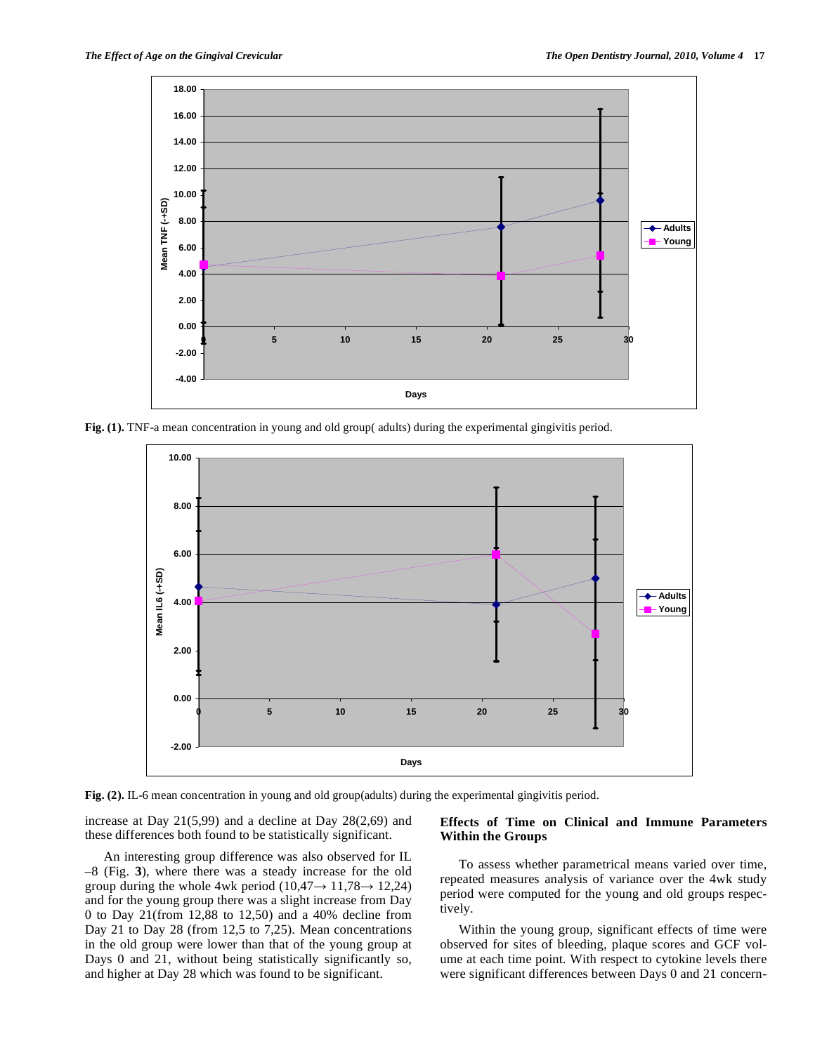Fig. (1). TNF-a mean concentration in young and old group( adults) during the experimental gingivitis period.

Fig. (2). IL-6 mean concentration in young and old group(adults) during the experimental gingivitis period.

increase at Day 21(5,99) and a decline at Day 28(2,69) and these differences both found to be statistically significant.

An interesting group difference was also observed for IL –8 (Fig. **3**), where there was a steady increase for the old group during the whole 4wk period (10,47→ 11,78→ 12,24) and for the young group there was a slight increase from Day 0 to Day 21(from 12,88 to 12,50) and a 40% decline from Day 21 to Day 28 (from 12,5 to 7,25). Mean concentrations in the old group were lower than that of the young group at Days 0 and 21, without being statistically significantly so, and higher at Day 28 which was found to be significant.

## Effects of Time on Clinical and Immune Parameters Within the Groups

To assess whether parametrical means varied over time, repeated measures analysis of variance over the 4wk study period were computed for the young and old groups respectively.

Within the young group, significant effects of time were observed for sites of bleeding, plaque scores and GCF volume at each time point. With respect to cytokine levels there were significant differences between Days 0 and 21 concern-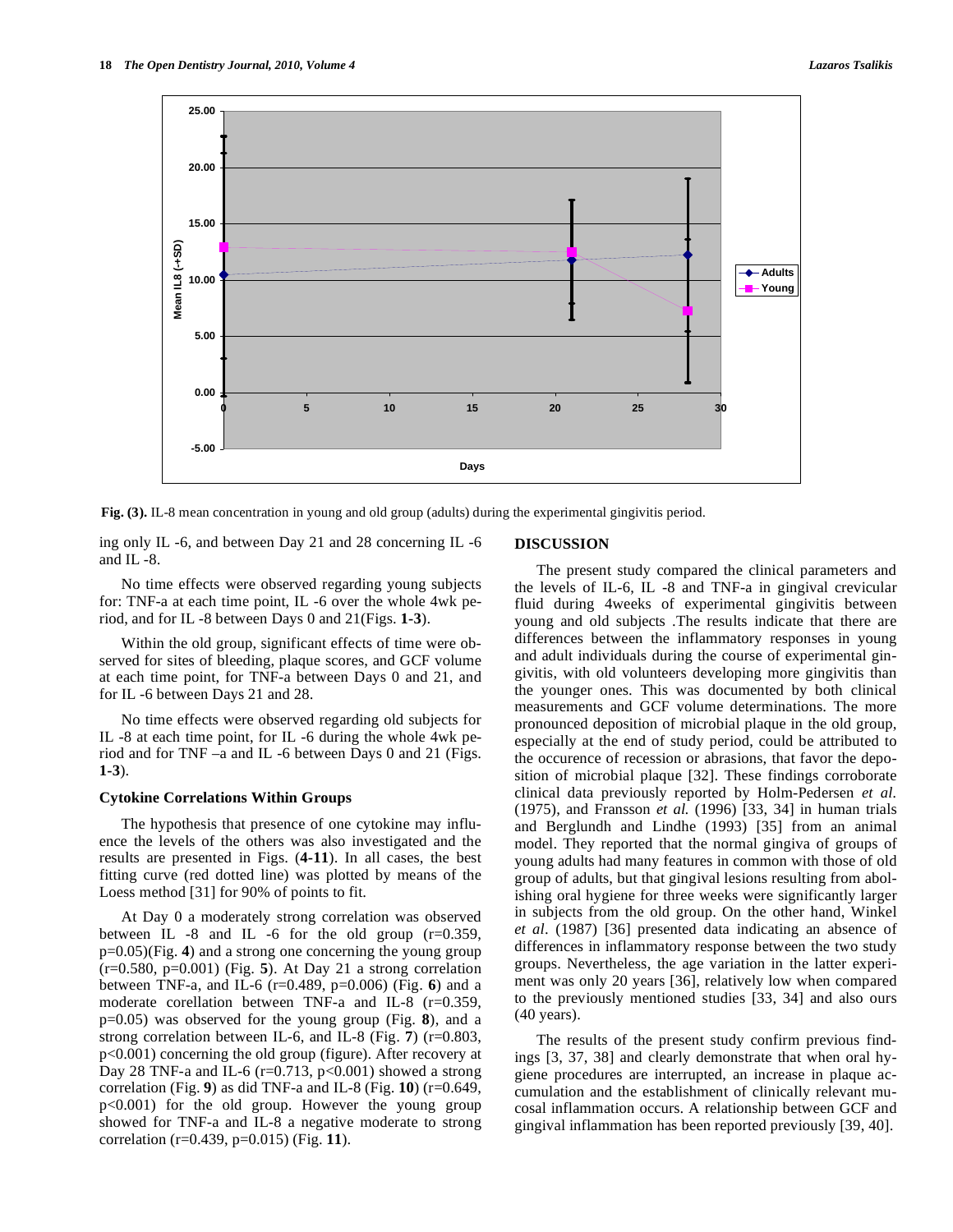**Fig. (3).** IL-8 mean concentration in young and old group (adults) during the experimental gingivitis period.

ing only IL -6, and between Day 21 and 28 concerning IL -6 and IL -8.

No time effects were observed regarding young subjects for: TNF-a at each time point, IL -6 over the whole 4wk period, and for IL -8 between Days 0 and 21(Figs. **1**-**3**).

Within the old group, significant effects of time were observed for sites of bleeding, plaque scores, and GCF volume at each time point, for TNF-a between Days 0 and 21, and for IL -6 between Days 21 and 28.

No time effects were observed regarding old subjects for IL -8 at each time point, for IL -6 during the whole 4wk period and for TNF –a and IL -6 between Days 0 and 21 (Figs. **1**-**3**).

### Cytokine Correlations Within Groups

The hypothesis that presence of one cytokine may influence the levels of the others was also investigated and the results are presented in Figs. (**4**-**11**). In all cases, the best fitting curve (red dotted line) was plotted by means of the Loess method [31] for 90% of points to fit.

At Day 0 a moderately strong correlation was observed between IL -8 and IL -6 for the old group ($r=0.359$, $p=0.05$)(Fig. **4**) and a strong one concerning the young group ($r=0.580$, $p=0.001$) (Fig. **5**). At Day 21 a strong correlation between TNF-a, and IL-6 ($r=0.489$, $p=0.006$) (Fig. **6**) and a moderate corellation between TNF-a and IL-8 ($r=0.359$, $p=0.05$) was observed for the young group (Fig. **8**), and a strong correlation between IL-6, and IL-8 (Fig. **7**) ($r=0.803$, $p<0.001$) concerning the old group (figure). After recovery at Day 28 TNF-a and IL-6 ($r=0.713$, $p<0.001$) showed a strong correlation (Fig. **9**) as did TNF-a and IL-8 (Fig. **10**) ($r=0.649$, $p<0.001$) for the old group. However the young group showed for TNF-a and IL-8 a negative moderate to strong correlation ($r=0.439$, $p=0.015$) (Fig. **11**).

## DISCUSSION

The present study compared the clinical parameters and the levels of IL-6, IL -8 and TNF-a in gingival crevicular fluid during 4weeks of experimental gingivitis between young and old subjects .The results indicate that there are differences between the inflammatory responses in young and adult individuals during the course of experimental gingivitis, with old volunteers developing more gingivitis than the younger ones. This was documented by both clinical measurements and GCF volume determinations. The more pronounced deposition of microbial plaque in the old group, especially at the end of study period, could be attributed to the occurence of recession or abrasions, that favor the deposition of microbial plaque [32]. These findings corroborate clinical data previously reported by Holm-Pedersen *et al.* (1975), and Fransson *et al.* (1996) [33, 34] in human trials and Berglundh and Lindhe (1993) [35] from an animal model. They reported that the normal gingiva of groups of young adults had many features in common with those of old group of adults, but that gingival lesions resulting from abolishing oral hygiene for three weeks were significantly larger in subjects from the old group. On the other hand, Winkel *et al*. (1987) [36] presented data indicating an absence of differences in inflammatory response between the two study groups. Nevertheless, the age variation in the latter experiment was only 20 years [36], relatively low when compared to the previously mentioned studies [33, 34] and also ours (40 years).

The results of the present study confirm previous findings [3, 37, 38] and clearly demonstrate that when oral hygiene procedures are interrupted, an increase in plaque accumulation and the establishment of clinically relevant mucosal inflammation occurs. A relationship between GCF and gingival inflammation has been reported previously [39, 40].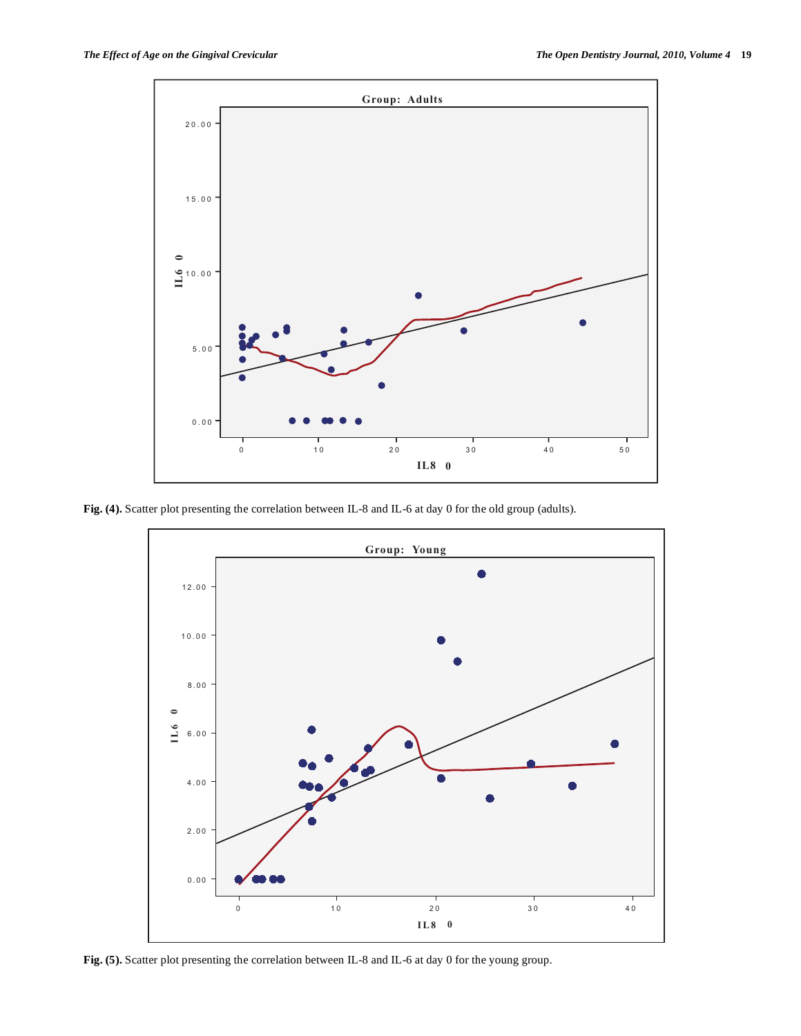Fig. (4). Scatter plot presenting the correlation between IL-8 and IL-6 at day 0 for the old group (adults).

Fig. (5). Scatter plot presenting the correlation between IL-8 and IL-6 at day 0 for the young group.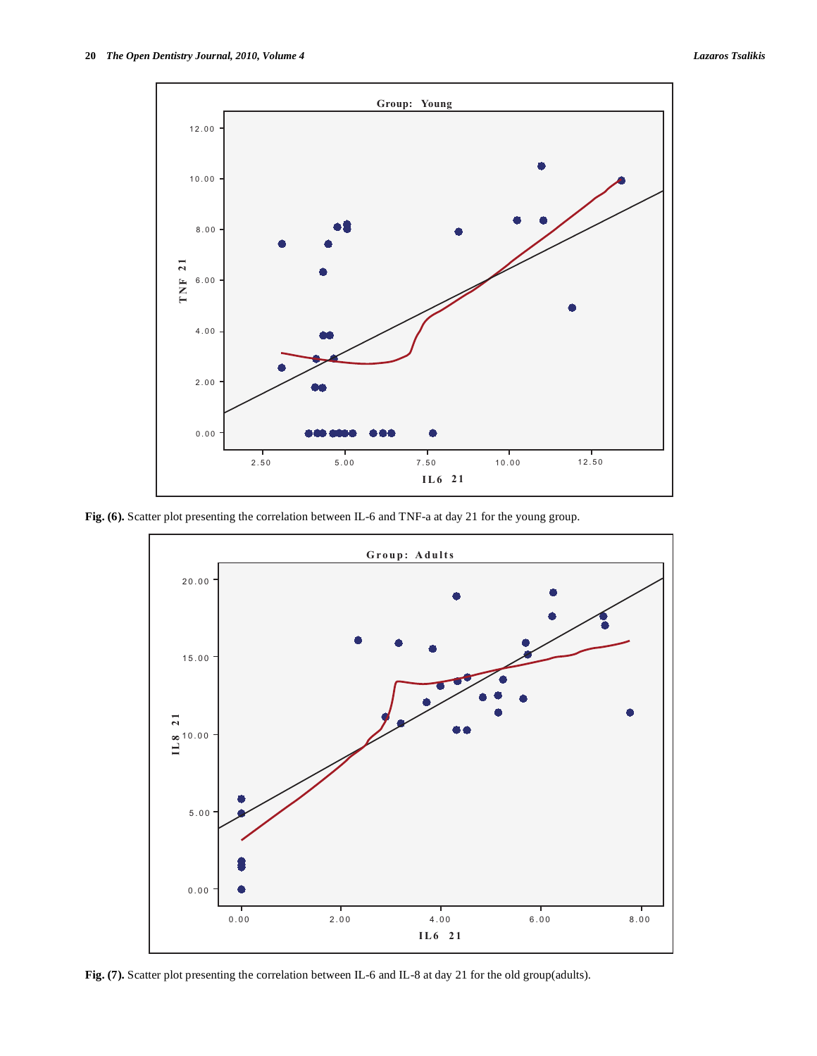**Fig. (6).** Scatter plot presenting the correlation between IL-6 and TNF-a at day 21 for the young group.

**Fig. (7).** Scatter plot presenting the correlation between IL-6 and IL-8 at day 21 for the old group(adults).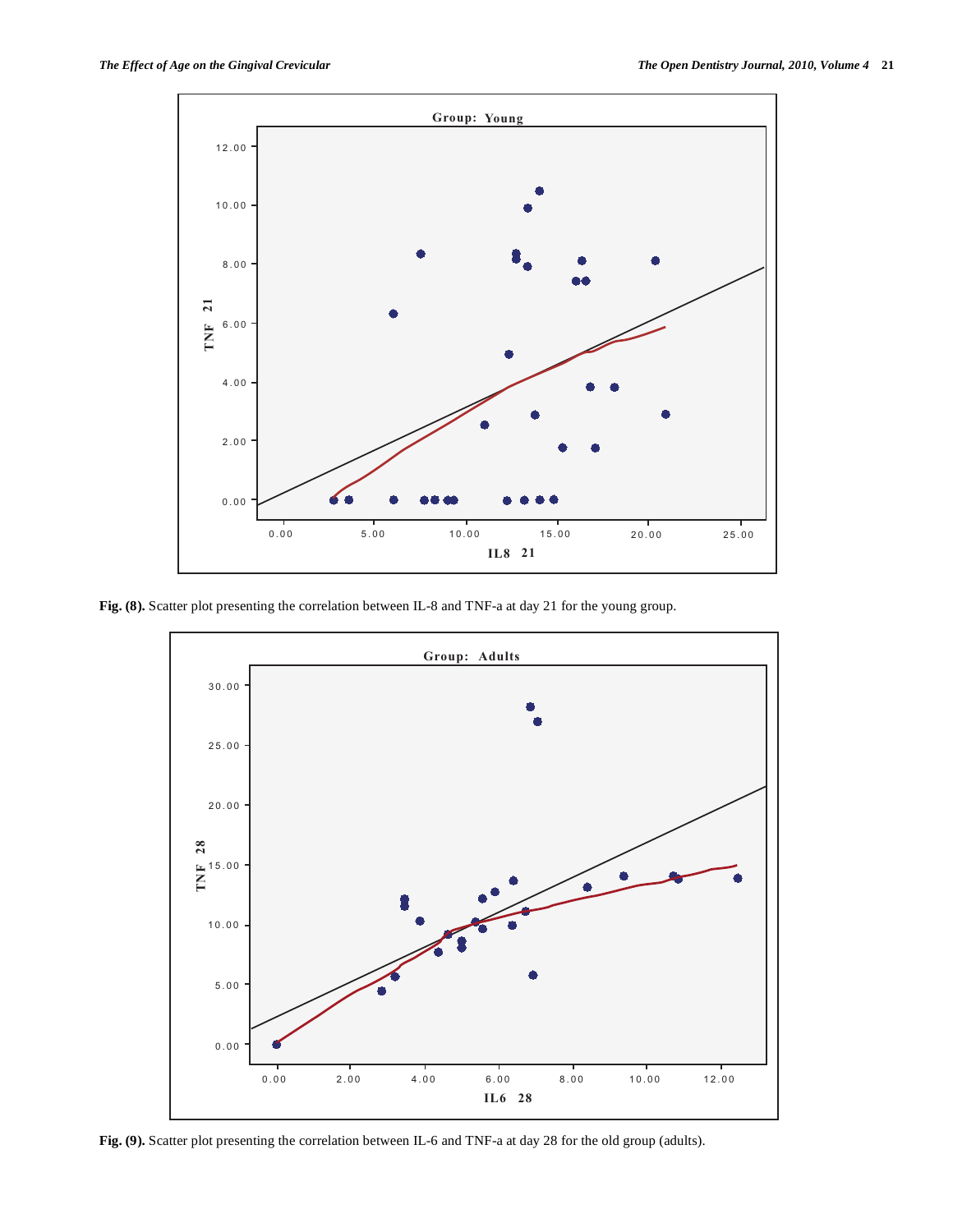Fig. (8). Scatter plot presenting the correlation between IL-8 and TNF-a at day 21 for the young group.

Fig. (9). Scatter plot presenting the correlation between IL-6 and TNF-a at day 28 for the old group (adults).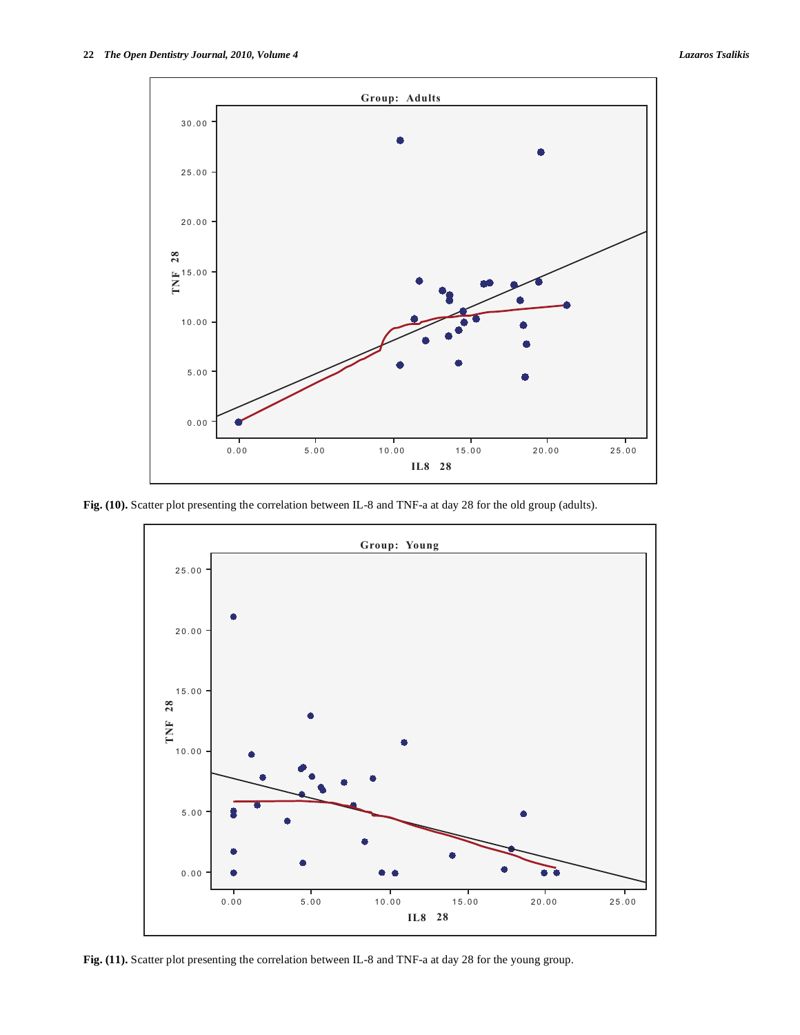**Fig. (10).** Scatter plot presenting the correlation between IL-8 and TNF-a at day 28 for the old group (adults).

**Fig. (11).** Scatter plot presenting the correlation between IL-8 and TNF-a at day 28 for the young group.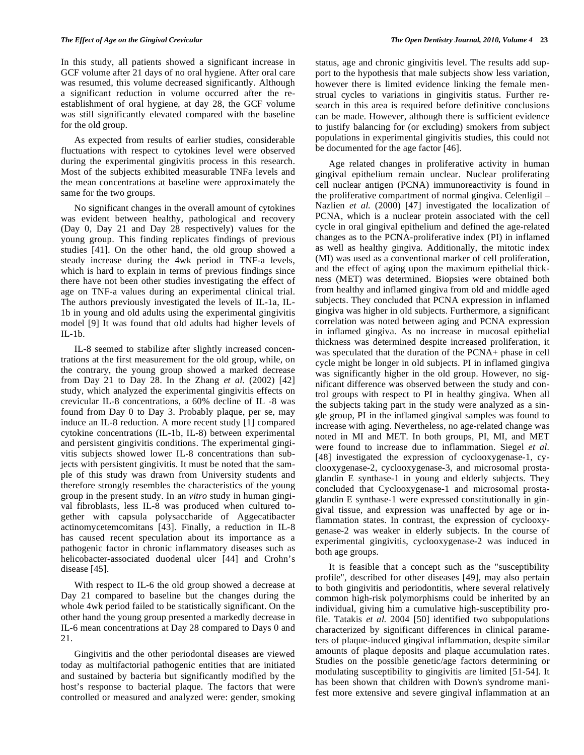In this study, all patients showed a significant increase in GCF volume after 21 days of no oral hygiene. After oral care was resumed, this volume decreased significantly. Although a significant reduction in volume occurred after the re-establishment of oral hygiene, at day 28, the GCF volume was still significantly elevated compared with the baseline for the old group.

As expected from results of earlier studies, considerable fluctuations with respect to cytokines level were observed during the experimental gingivitis process in this research. Most of the subjects exhibited measurable TNFa levels and the mean concentrations at baseline were approximately the same for the two groups.

No significant changes in the overall amount of cytokines was evident between healthy, pathological and recovery (Day 0, Day 21 and Day 28 respectively) values for the young group. This finding replicates findings of previous studies [41]. On the other hand, the old group showed a steady increase during the 4wk period in TNF-a levels, which is hard to explain in terms of previous findings since there have not been other studies investigating the effect of age on TNF-a values during an experimental clinical trial. The authors previously investigated the levels of IL-1a, IL-1b in young and old adults using the experimental gingivitis model [9] It was found that old adults had higher levels of IL-1b.

IL-8 seemed to stabilize after slightly increased concentrations at the first measurement for the old group, while, on the contrary, the young group showed a marked decrease from Day 21 to Day 28. In the Zhang *et al.* (2002) [42] study, which analyzed the experimental gingivitis effects on crevicular IL-8 concentrations, a 60% decline of IL -8 was found from Day 0 to Day 3. Probably plaque, per se, may induce an IL-8 reduction. A more recent study [1] compared cytokine concentrations (IL-1b, IL-8) between experimental and persistent gingivitis conditions. The experimental gingivitis subjects showed lower IL-8 concentrations than subjects with persistent gingivitis. It must be noted that the sample of this study was drawn from University students and therefore strongly resembles the characteristics of the young group in the present study. In an *vitro* study in human gingival fibroblasts, less IL-8 was produced when cultured together with capsula polysaccharide of Aggecatibacter actinomycetemcomitans [43]. Finally, a reduction in IL-8 has caused recent speculation about its importance as a pathogenic factor in chronic inflammatory diseases such as helicobacter-associated duodenal ulcer [44] and Crohn's disease [45].

With respect to IL-6 the old group showed a decrease at Day 21 compared to baseline but the changes during the whole 4wk period failed to be statistically significant. On the other hand the young group presented a markedly decrease in IL-6 mean concentrations at Day 28 compared to Days 0 and 21.

Gingivitis and the other periodontal diseases are viewed today as multifactorial pathogenic entities that are initiated and sustained by bacteria but significantly modified by the host's response to bacterial plaque. The factors that were controlled or measured and analyzed were: gender, smoking status, age and chronic gingivitis level. The results add support to the hypothesis that male subjects show less variation, however there is limited evidence linking the female menstrual cycles to variations in gingivitis status. Further research in this area is required before definitive conclusions can be made. However, although there is sufficient evidence to justify balancing for (or excluding) smokers from subject populations in experimental gingivitis studies, this could not be documented for the age factor [46].

Age related changes in proliferative activity in human gingival epithelium remain unclear. Nuclear proliferating cell nuclear antigen (PCNA) immunoreactivity is found in the proliferative compartment of normal gingiva. Celenligil – Nazlien *et al.* (2000) [47] investigated the localization of PCNA, which is a nuclear protein associated with the cell cycle in oral gingival epithelium and defined the age-related changes as to the PCNA-proliferative index (PI) in inflamed as well as healthy gingiva. Additionally, the mitotic index (MI) was used as a conventional marker of cell proliferation, and the effect of aging upon the maximum epithelial thickness (MET) was determined. Biopsies were obtained both from healthy and inflamed gingiva from old and middle aged subjects. They concluded that PCNA expression in inflamed gingiva was higher in old subjects. Furthermore, a significant correlation was noted between aging and PCNA expression in inflamed gingiva. As no increase in mucosal epithelial thickness was determined despite increased proliferation, it was speculated that the duration of the PCNA+ phase in cell cycle might be longer in old subjects. PI in inflamed gingiva was significantly higher in the old group. However, no significant difference was observed between the study and control groups with respect to PI in healthy gingiva. When all the subjects taking part in the study were analyzed as a single group, PI in the inflamed gingival samples was found to increase with aging. Nevertheless, no age-related change was noted in MI and MET. In both groups, PI, MI, and MET were found to increase due to inflammation. Siegel *et al.* [48] investigated the expression of cyclooxygenase-1, cyclooxygenase-2, cyclooxygenase-3, and microsomal prostaglandin E synthase-1 in young and elderly subjects. They concluded that Cyclooxygenase-1 and microsomal prostaglandin E synthase-1 were expressed constitutionally in gingival tissue, and expression was unaffected by age or inflammation states. In contrast, the expression of cyclooxygenase-2 was weaker in elderly subjects. In the course of experimental gingivitis, cyclooxygenase-2 was induced in both age groups.

It is feasible that a concept such as the "susceptibility profile", described for other diseases [49], may also pertain to both gingivitis and periodontitis, where several relatively common high-risk polymorphisms could be inherited by an individual, giving him a cumulative high-susceptibility profile. Tatakis *et al.* 2004 [50] identified two subpopulations characterized by significant differences in clinical parameters of plaque-induced gingival inflammation, despite similar amounts of plaque deposits and plaque accumulation rates. Studies on the possible genetic/age factors determining or modulating susceptibility to gingivitis are limited [51-54]. It has been shown that children with Down's syndrome manifest more extensive and severe gingival inflammation at an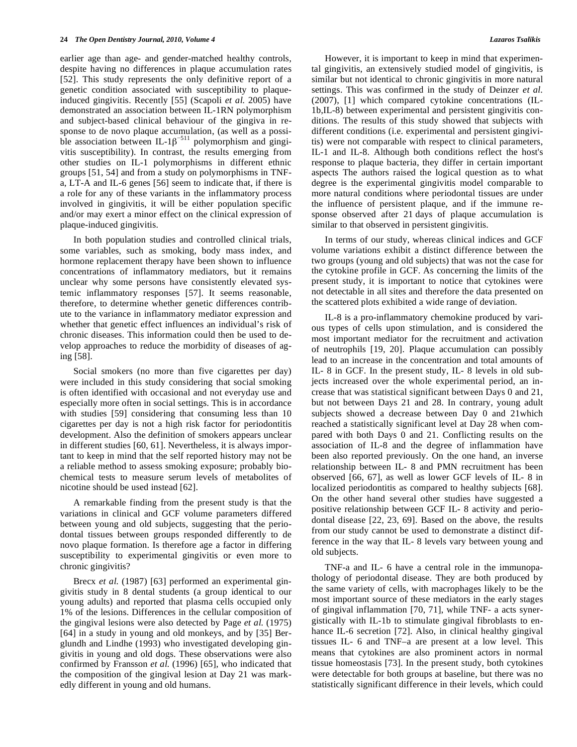earlier age than age- and gender-matched healthy controls, despite having no differences in plaque accumulation rates [52]. This study represents the only definitive report of a genetic condition associated with susceptibility to plaque-induced gingivitis. Recently [55] (Scapoli *et al.* 2005) have demonstrated an association between IL-1RN polymorphism and subject-based clinical behaviour of the gingiva in response to de novo plaque accumulation, (as well as a possible association between IL-1$\beta^{-511}$ polymorphism and gingivitis susceptibility). In contrast, the results emerging from other studies on IL-1 polymorphisms in different ethnic groups [51, 54] and from a study on polymorphisms in TNF-a, LT-A and IL-6 genes [56] seem to indicate that, if there is a role for any of these variants in the inflammatory process involved in gingivitis, it will be either population specific and/or may exert a minor effect on the clinical expression of plaque-induced gingivitis.

In both population studies and controlled clinical trials, some variables, such as smoking, body mass index, and hormone replacement therapy have been shown to influence concentrations of inflammatory mediators, but it remains unclear why some persons have consistently elevated systemic inflammatory responses [57]. It seems reasonable, therefore, to determine whether genetic differences contribute to the variance in inflammatory mediator expression and whether that genetic effect influences an individual's risk of chronic diseases. This information could then be used to develop approaches to reduce the morbidity of diseases of aging [58].

Social smokers (no more than five cigarettes per day) were included in this study considering that social smoking is often identified with occasional and not everyday use and especially more often in social settings. This is in accordance with studies [59] considering that consuming less than 10 cigarettes per day is not a high risk factor for periodontitis development. Also the definition of smokers appears unclear in different studies [60, 61]. Nevertheless, it is always important to keep in mind that the self reported history may not be a reliable method to assess smoking exposure; probably biochemical tests to measure serum levels of metabolites of nicotine should be used instead [62].

A remarkable finding from the present study is that the variations in clinical and GCF volume parameters differed between young and old subjects, suggesting that the periodontal tissues between groups responded differently to de novo plaque formation. Is therefore age a factor in differing susceptibility to experimental gingivitis or even more to chronic gingivitis?

Brecx *et al.* (1987) [63] performed an experimental gingivitis study in 8 dental students (a group identical to our young adults) and reported that plasma cells occupied only 1% of the lesions. Differences in the cellular composition of the gingival lesions were also detected by Page *et al.* (1975) [64] in a study in young and old monkeys, and by [35] Berglundh and Lindhe (1993) who investigated developing gingivitis in young and old dogs. These observations were also confirmed by Fransson *et al.* (1996) [65], who indicated that the composition of the gingival lesion at Day 21 was markedly different in young and old humans.

However, it is important to keep in mind that experimental gingivitis, an extensively studied model of gingivitis, is similar but not identical to chronic gingivitis in more natural settings. This was confirmed in the study of Deinzer *et al.* (2007), [1] which compared cytokine concentrations (IL-1b,IL-8) between experimental and persistent gingivitis conditions. The results of this study showed that subjects with different conditions (i.e. experimental and persistent gingivitis) were not comparable with respect to clinical parameters, IL-1 and IL-8. Although both conditions reflect the host's response to plaque bacteria, they differ in certain important aspects The authors raised the logical question as to what degree is the experimental gingivitis model comparable to more natural conditions where periodontal tissues are under the influence of persistent plaque, and if the immune response observed after 21 days of plaque accumulation is similar to that observed in persistent gingivitis.

In terms of our study, whereas clinical indices and GCF volume variations exhibit a distinct difference between the two groups (young and old subjects) that was not the case for the cytokine profile in GCF. As concerning the limits of the present study, it is important to notice that cytokines were not detectable in all sites and therefore the data presented on the scattered plots exhibited a wide range of deviation.

IL-8 is a pro-inflammatory chemokine produced by various types of cells upon stimulation, and is considered the most important mediator for the recruitment and activation of neutrophils [19, 20]. Plaque accumulation can possibly lead to an increase in the concentration and total amounts of IL- 8 in GCF. In the present study, IL- 8 levels in old subjects increased over the whole experimental period, an increase that was statistical significant between Days 0 and 21, but not between Days 21 and 28. In contrary, young adult subjects showed a decrease between Day 0 and 21which reached a statistically significant level at Day 28 when compared with both Days 0 and 21. Conflicting results on the association of IL-8 and the degree of inflammation have been also reported previously. On the one hand, an inverse relationship between IL- 8 and PMN recruitment has been observed [66, 67], as well as lower GCF levels of IL- 8 in localized periodontitis as compared to healthy subjects [68]. On the other hand several other studies have suggested a positive relationship between GCF IL- 8 activity and periodontal disease [22, 23, 69]. Based on the above, the results from our study cannot be used to demonstrate a distinct difference in the way that IL- 8 levels vary between young and old subjects.

TNF-a and IL- 6 have a central role in the immunopathology of periodontal disease. They are both produced by the same variety of cells, with macrophages likely to be the most important source of these mediators in the early stages of gingival inflammation [70, 71], while TNF- a acts synergistically with IL-1b to stimulate gingival fibroblasts to enhance IL-6 secretion [72]. Also, in clinical healthy gingival tissues IL- 6 and TNF–a are present at a low level. This means that cytokines are also prominent actors in normal tissue homeostasis [73]. In the present study, both cytokines were detectable for both groups at baseline, but there was no statistically significant difference in their levels, which could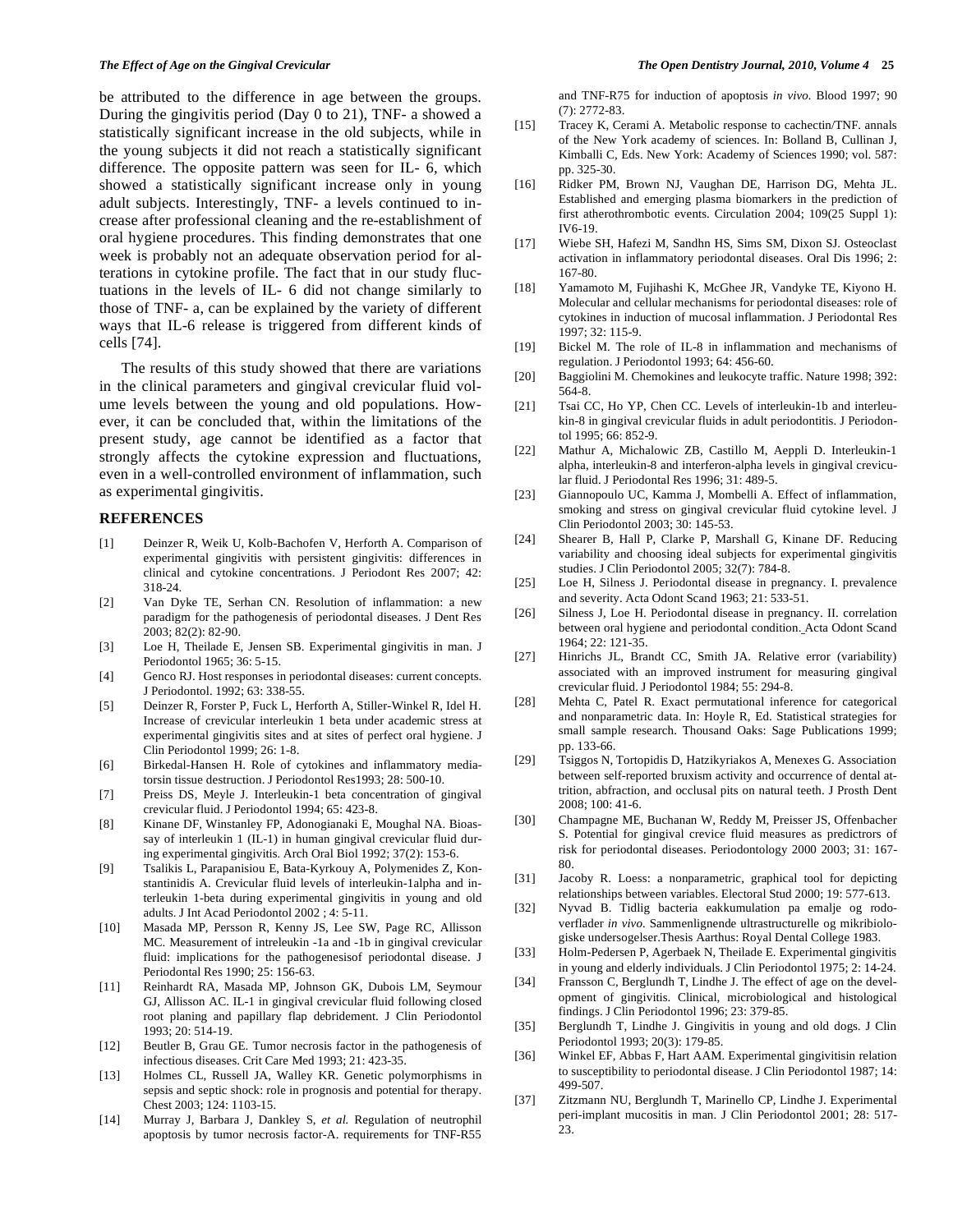be attributed to the difference in age between the groups. During the gingivitis period (Day 0 to 21), TNF- a showed a statistically significant increase in the old subjects, while in the young subjects it did not reach a statistically significant difference. The opposite pattern was seen for IL- 6, which showed a statistically significant increase only in young adult subjects. Interestingly, TNF- a levels continued to increase after professional cleaning and the re-establishment of oral hygiene procedures. This finding demonstrates that one week is probably not an adequate observation period for alterations in cytokine profile. The fact that in our study fluctuations in the levels of IL- 6 did not change similarly to those of TNF- a, can be explained by the variety of different ways that IL-6 release is triggered from different kinds of cells [74].

The results of this study showed that there are variations in the clinical parameters and gingival crevicular fluid volume levels between the young and old populations. However, it can be concluded that, within the limitations of the present study, age cannot be identified as a factor that strongly affects the cytokine expression and fluctuations, even in a well-controlled environment of inflammation, such as experimental gingivitis.

## REFERENCES

[1] Deinzer R, Weik U, Kolb-Bachofen V, Herforth A. Comparison of experimental gingivitis with persistent gingivitis: differences in clinical and cytokine concentrations. J Periodont Res 2007; 42: 318-24.

[2] Van Dyke TE, Serhan CN. Resolution of inflammation: a new paradigm for the pathogenesis of periodontal diseases. J Dent Res 2003; 82(2): 82-90.

[3] Loe H, Theilade E, Jensen SB. Experimental gingivitis in man. J Periodontol 1965; 36: 5-15.

[4] Genco RJ. Host responses in periodontal diseases: current concepts. J Periodontol. 1992; 63: 338-55.

[5] Deinzer R, Forster P, Fuck L, Herforth A, Stiller-Winkel R, Idel H. Increase of crevicular interleukin 1 beta under academic stress at experimental gingivitis sites and at sites of perfect oral hygiene. J Clin Periodontol 1999; 26: 1-8.

[6] Birkedal-Hansen H. Role of cytokines and inflammatory mediatorsin tissue destruction. J Periodontol Res1993; 28: 500-10.

[7] Preiss DS, Meyle J. Interleukin-1 beta concentration of gingival crevicular fluid. J Periodontol 1994; 65: 423-8.

[8] Kinane DF, Winstanley FP, Adonogianaki E, Moughal NA. Bioassay of interleukin 1 (IL-1) in human gingival crevicular fluid during experimental gingivitis. Arch Oral Biol 1992; 37(2): 153-6.

[9] Tsalikis L, Parapanisiou E, Bata-Kyrkouy A, Polymenides Z, Konstantinidis A. Crevicular fluid levels of interleukin-1alpha and interleukin 1-beta during experimental gingivitis in young and old adults. J Int Acad Periodontol 2002 ; 4: 5-11.

[10] Masada MP, Persson R, Kenny JS, Lee SW, Page RC, Allisson MC. Measurement of intreleukin -1a and -1b in gingival crevicular fluid: implications for the pathogenesisof periodontal disease. J Periodontal Res 1990; 25: 156-63.

[11] Reinhardt RA, Masada MP, Johnson GK, Dubois LM, Seymour GJ, Allisson AC. IL-1 in gingival crevicular fluid following closed root planing and papillary flap debridement. J Clin Periodontol 1993; 20: 514-19.

[12] Beutler B, Grau GE. Tumor necrosis factor in the pathogenesis of infectious diseases. Crit Care Med 1993; 21: 423-35.

[13] Holmes CL, Russell JA, Walley KR. Genetic polymorphisms in sepsis and septic shock: role in prognosis and potential for therapy. Chest 2003; 124: 1103-15.

[14] Murray J, Barbara J, Dankley S, *et al.* Regulation of neutrophil apoptosis by tumor necrosis factor-A. requirements for TNF-R55 and TNF-R75 for induction of apoptosis *in vivo.* Blood 1997; 90 (7): 2772-83.

[15] Tracey K, Cerami A. Metabolic response to cachectin/TNF. annals of the New York academy of sciences. In: Bolland B, Cullinan J, Kimballi C, Eds. New York: Academy of Sciences 1990; vol. 587: pp. 325-30.

[16] Ridker PM, Brown NJ, Vaughan DE, Harrison DG, Mehta JL. Established and emerging plasma biomarkers in the prediction of first atherothrombotic events. Circulation 2004; 109(25 Suppl 1): IV6-19.

[17] Wiebe SH, Hafezi M, Sandhn HS, Sims SM, Dixon SJ. Osteoclast activation in inflammatory periodontal diseases. Oral Dis 1996; 2: 167-80.

[18] Yamamoto M, Fujihashi K, McGhee JR, Vandyke TE, Kiyono H. Molecular and cellular mechanisms for periodontal diseases: role of cytokines in induction of mucosal inflammation. J Periodontal Res 1997; 32: 115-9.

[19] Bickel M. The role of IL-8 in inflammation and mechanisms of regulation. J Periodontol 1993; 64: 456-60.

[20] Baggiolini M. Chemokines and leukocyte traffic. Nature 1998; 392: 564-8.

[21] Tsai CC, Ho YP, Chen CC. Levels of interleukin-1b and interleukin-8 in gingival crevicular fluids in adult periodontitis. J Periodontol 1995; 66: 852-9.

[22] Mathur A, Michalowic ZB, Castillo M, Aeppli D. Interleukin-1 alpha, interleukin-8 and interferon-alpha levels in gingival crevicular fluid. J Periodontal Res 1996; 31: 489-5.

[23] Giannopoulo UC, Kamma J, Mombelli A. Effect of inflammation, smoking and stress on gingival crevicular fluid cytokine level. J Clin Periodontol 2003; 30: 145-53.

[24] Shearer B, Hall P, Clarke P, Marshall G, Kinane DF. Reducing variability and choosing ideal subjects for experimental gingivitis studies. J Clin Periodontol 2005; 32(7): 784-8.

[25] Loe H, Silness J. Periodontal disease in pregnancy. I. prevalence and severity. Acta Odont Scand 1963; 21: 533-51.

[26] Silness J, Loe H. Periodontal disease in pregnancy. II. correlation between oral hygiene and periodontal condition. Acta Odont Scand 1964; 22: 121-35.

[27] Hinrichs JL, Brandt CC, Smith JA. Relative error (variability) associated with an improved instrument for measuring gingival crevicular fluid. J Periodontol 1984; 55: 294-8.

[28] Mehta C, Patel R. Exact permutational inference for categorical and nonparametric data. In: Hoyle R, Ed. Statistical strategies for small sample research. Thousand Oaks: Sage Publications 1999; pp. 133-66.

[29] Tsiggos N, Tortopidis D, Hatzikyriakos A, Menexes G. Association between self-reported bruxism activity and occurrence of dental attrition, abfraction, and occlusal pits on natural teeth. J Prosth Dent 2008; 100: 41-6.

[30] Champagne ME, Buchanan W, Reddy M, Preisser JS, Offenbacher S. Potential for gingival crevice fluid measures as predictrors of risk for periodontal diseases. Periodontology 2000 2003; 31: 167-80.

[31] Jacoby R. Loess: a nonparametric, graphical tool for depicting relationships between variables. Electoral Stud 2000; 19: 577-613.

[32] Nyvad B. Tidlig bacteria eakkumulation pa emalje og rodoverflader *in vivo.* Sammenlignende ultrastructurelle og mikribiologiske undersogelser.Thesis Aarthus: Royal Dental College 1983.

[33] Holm-Pedersen P, Agerbaek N, Theilade E. Experimental gingivitis in young and elderly individuals. J Clin Periodontol 1975; 2: 14-24.

[34] Fransson C, Berglundh T, Lindhe J. The effect of age on the development of gingivitis. Clinical, microbiological and histological findings. J Clin Periodontol 1996; 23: 379-85.

[35] Berglundh T, Lindhe J. Gingivitis in young and old dogs. J Clin Periodontol 1993; 20(3): 179-85.

[36] Winkel EF, Abbas F, Hart AAM. Experimental gingivitisin relation to susceptibility to periodontal disease. J Clin Periodontol 1987; 14: 499-507.

[37] Zitzmann NU, Berglundh T, Marinello CP, Lindhe J. Experimental peri-implant mucositis in man. J Clin Periodontol 2001; 28: 517-23.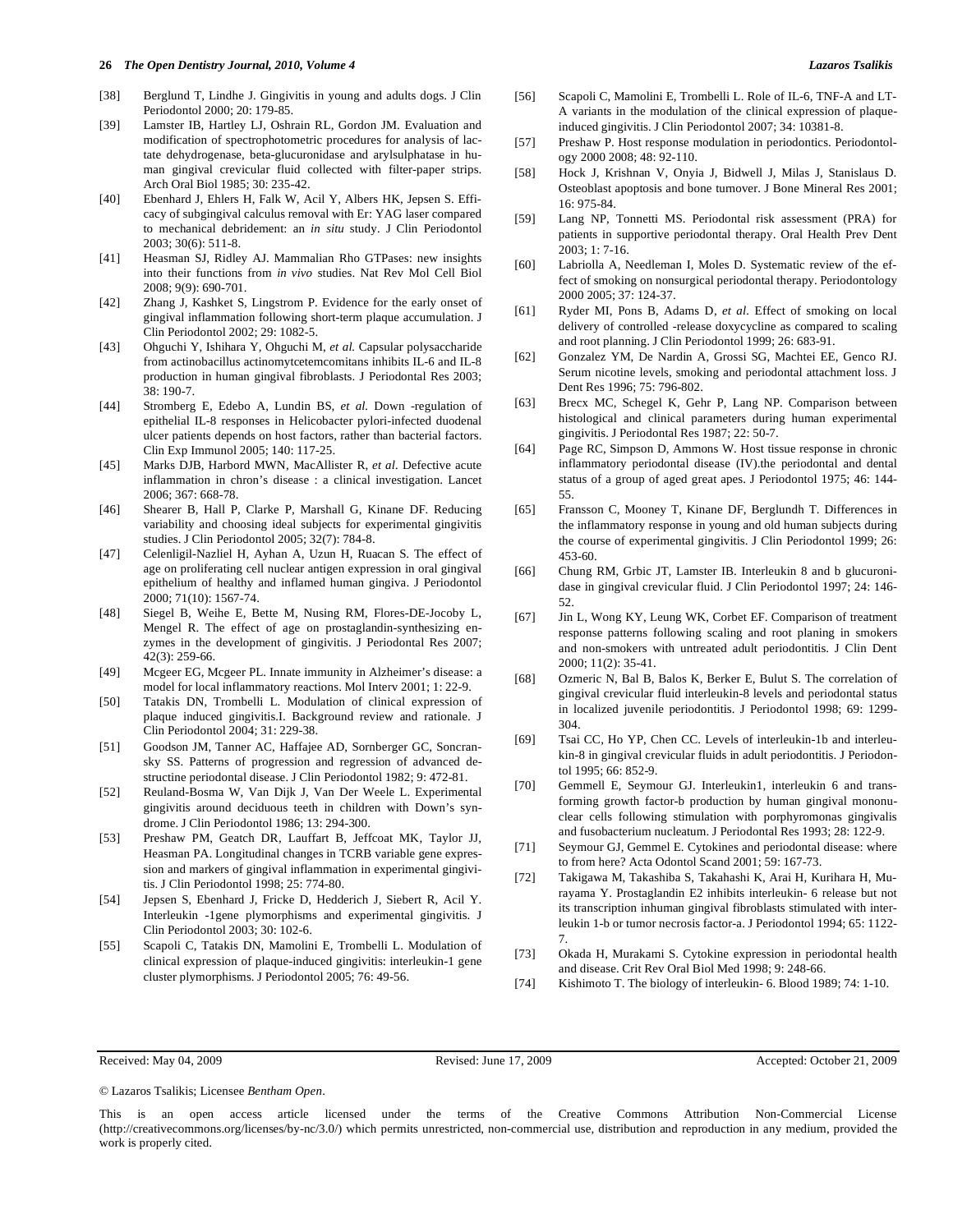[38] Berglund T, Lindhe J. Gingivitis in young and adults dogs. J Clin Periodontol 2000; 20: 179-85.

[39] Lamster IB, Hartley LJ, Oshrain RL, Gordon JM. Evaluation and modification of spectrophotometric procedures for analysis of lactate dehydrogenase, beta-glucuronidase and arylsulphatase in human gingival crevicular fluid collected with filter-paper strips. Arch Oral Biol 1985; 30: 235-42.

[40] Ebenhard J, Ehlers H, Falk W, Acil Y, Albers HK, Jepsen S. Efficacy of subgingival calculus removal with Er: YAG laser compared to mechanical debridement: an *in situ* study. J Clin Periodontol 2003; 30(6): 511-8.

[41] Heasman SJ, Ridley AJ. Mammalian Rho GTPases: new insights into their functions from *in vivo* studies. Nat Rev Mol Cell Biol 2008; 9(9): 690-701.

[42] Zhang J, Kashket S, Lingstrom P. Evidence for the early onset of gingival inflammation following short-term plaque accumulation. J Clin Periodontol 2002; 29: 1082-5.

[43] Ohguchi Y, Ishihara Y, Ohguchi M, *et al.* Capsular polysaccharide from actinobacillus actinomytcetemcomitans inhibits IL-6 and IL-8 production in human gingival fibroblasts. J Periodontal Res 2003; 38: 190-7.

[44] Stromberg E, Edebo A, Lundin BS, *et al.* Down -regulation of epithelial IL-8 responses in Helicobacter pylori-infected duodenal ulcer patients depends on host factors, rather than bacterial factors. Clin Exp Immunol 2005; 140: 117-25.

[45] Marks DJB, Harbord MWN, MacAllister R, *et al.* Defective acute inflammation in chron's disease : a clinical investigation. Lancet 2006; 367: 668-78.

[46] Shearer B, Hall P, Clarke P, Marshall G, Kinane DF. Reducing variability and choosing ideal subjects for experimental gingivitis studies. J Clin Periodontol 2005; 32(7): 784-8.

[47] Celenligil-Nazliel H, Ayhan A, Uzun H, Ruacan S. The effect of age on proliferating cell nuclear antigen expression in oral gingival epithelium of healthy and inflamed human gingiva. J Periodontol 2000; 71(10): 1567-74.

[48] Siegel B, Weihe E, Bette M, Nusing RM, Flores-DE-Jocoby L, Mengel R. The effect of age on prostaglandin-synthesizing enzymes in the development of gingivitis. J Periodontal Res 2007; 42(3): 259-66.

[49] Mcgeer EG, Mcgeer PL. Innate immunity in Alzheimer's disease: a model for local inflammatory reactions. Mol Interv 2001; 1: 22-9.

[50] Tatakis DN, Trombelli L. Modulation of clinical expression of plaque induced gingivitis.I. Background review and rationale. J Clin Periodontol 2004; 31: 229-38.

[51] Goodson JM, Tanner AC, Haffajee AD, Sornberger GC, Soncransky SS. Patterns of progression and regression of advanced destructine periodontal disease. J Clin Periodontol 1982; 9: 472-81.

[52] Reuland-Bosma W, Van Dijk J, Van Der Weele L. Experimental gingivitis around deciduous teeth in children with Down's syndrome. J Clin Periodontol 1986; 13: 294-300.

[53] Preshaw PM, Geatch DR, Lauffart B, Jeffcoat MK, Taylor JJ, Heasman PA. Longitudinal changes in TCRB variable gene expression and markers of gingival inflammation in experimental gingivitis. J Clin Periodontol 1998; 25: 774-80.

[54] Jepsen S, Ebenhard J, Fricke D, Hedderich J, Siebert R, Acil Y. Interleukin -1gene plymorphisms and experimental gingivitis. J Clin Periodontol 2003; 30: 102-6.

[55] Scapoli C, Tatakis DN, Mamolini E, Trombelli L. Modulation of clinical expression of plaque-induced gingivitis: interleukin-1 gene cluster plymorphisms. J Periodontol 2005; 76: 49-56.

[56] Scapoli C, Mamolini E, Trombelli L. Role of IL-6, TNF-A and LT-A variants in the modulation of the clinical expression of plaque-induced gingivitis. J Clin Periodontol 2007; 34: 10381-8.

[57] Preshaw P. Host response modulation in periodontics. Periodontology 2000 2008; 48: 92-110.

[58] Hock J, Krishnan V, Onyia J, Bidwell J, Milas J, Stanislaus D. Osteoblast apoptosis and bone turnover. J Bone Mineral Res 2001; 16: 975-84.

[59] Lang NP, Tonnetti MS. Periodontal risk assessment (PRA) for patients in supportive periodontal therapy. Oral Health Prev Dent 2003; 1: 7-16.

[60] Labriolla A, Needleman I, Moles D. Systematic review of the effect of smoking on nonsurgical periodontal therapy. Periodontology 2000 2005; 37: 124-37.

[61] Ryder MI, Pons B, Adams D, *et al.* Effect of smoking on local delivery of controlled -release doxycycline as compared to scaling and root planning. J Clin Periodontol 1999; 26: 683-91.

[62] Gonzalez YM, De Nardin A, Grossi SG, Machtei EE, Genco RJ. Serum nicotine levels, smoking and periodontal attachment loss. J Dent Res 1996; 75: 796-802.

[63] Brecx MC, Schegel K, Gehr P, Lang NP. Comparison between histological and clinical parameters during human experimental gingivitis. J Periodontal Res 1987; 22: 50-7.

[64] Page RC, Simpson D, Ammons W. Host tissue response in chronic inflammatory periodontal disease (IV).the periodontal and dental status of a group of aged great apes. J Periodontol 1975; 46: 144-55.

[65] Fransson C, Mooney T, Kinane DF, Berglundh T. Differences in the inflammatory response in young and old human subjects during the course of experimental gingivitis. J Clin Periodontol 1999; 26: 453-60.

[66] Chung RM, Grbic JT, Lamster IB. Interleukin 8 and b glucuronidase in gingival crevicular fluid. J Clin Periodontol 1997; 24: 146-52.

[67] Jin L, Wong KY, Leung WK, Corbet EF. Comparison of treatment response patterns following scaling and root planing in smokers and non-smokers with untreated adult periodontitis. J Clin Dent 2000; 11(2): 35-41.

[68] Ozmeric N, Bal B, Balos K, Berker E, Bulut S. The correlation of gingival crevicular fluid interleukin-8 levels and periodontal status in localized juvenile periodontitis. J Periodontol 1998; 69: 1299-304.

[69] Tsai CC, Ho YP, Chen CC. Levels of interleukin-1b and interleukin-8 in gingival crevicular fluids in adult periodontitis. J Periodontol 1995; 66: 852-9.

[70] Gemmell E, Seymour GJ. Interleukin1, interleukin 6 and transforming growth factor-b production by human gingival mononuclear cells following stimulation with porphyromonas gingivalis and fusobacterium nucleatum. J Periodontal Res 1993; 28: 122-9.

[71] Seymour GJ, Gemmel E. Cytokines and periodontal disease: where to from here? Acta Odontol Scand 2001; 59: 167-73.

[72] Takigawa M, Takashiba S, Takahashi K, Arai H, Kurihara H, Murayama Y. Prostaglandin E2 inhibits interleukin- 6 release but not its transcription inhuman gingival fibroblasts stimulated with interleukin 1-b or tumor necrosis factor-a. J Periodontol 1994; 65: 1122-7.

[73] Okada H, Murakami S. Cytokine expression in periodontal health and disease. Crit Rev Oral Biol Med 1998; 9: 248-66.

[74] Kishimoto T. The biology of interleukin- 6. Blood 1989; 74: 1-10.

Received: May 04, 2009 Revised: June 17, 2009 Accepted: October 21, 2009

© Lazaros Tsalikis; Licensee *Bentham Open*.

This is an open access article licensed under the terms of the Creative Commons Attribution Non-Commercial License (http://creativecommons.org/licenses/by-nc/3.0/) which permits unrestricted, non-commercial use, distribution and reproduction in any medium, provided the work is properly cited.